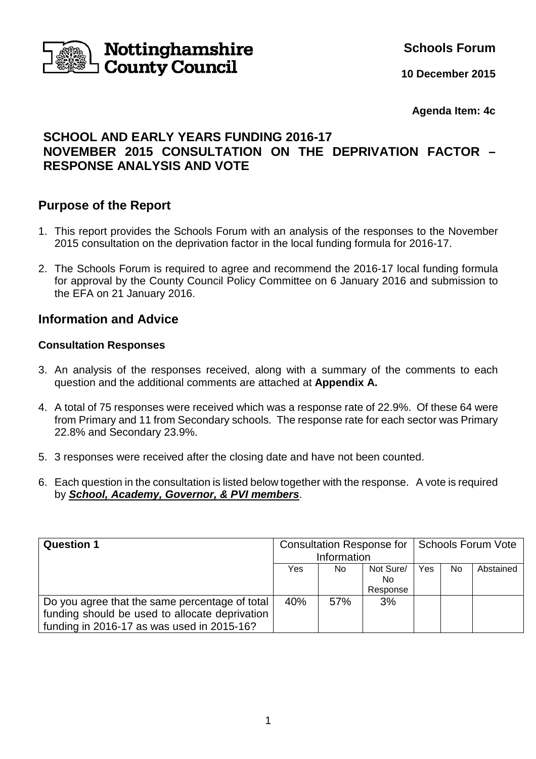Nottinghamshire County Council

**Schools Forum**

**10 December 2015**

**Agenda Item: 4c**

# SCHOOL AND EARLY YEARS FUNDING 2016-17
# NOVEMBER 2015 CONSULTATION ON THE DEPRIVATION FACTOR – RESPONSE ANALYSIS AND VOTE

## Purpose of the Report

1. This report provides the Schools Forum with an analysis of the responses to the November 2015 consultation on the deprivation factor in the local funding formula for 2016-17.
2. The Schools Forum is required to agree and recommend the 2016-17 local funding formula for approval by the County Council Policy Committee on 6 January 2016 and submission to the EFA on 21 January 2016.

## Information and Advice

### Consultation Responses

3. An analysis of the responses received, along with a summary of the comments to each question and the additional comments are attached at **Appendix A.**
4. A total of 75 responses were received which was a response rate of 22.9%. Of these 64 were from Primary and 11 from Secondary schools. The response rate for each sector was Primary 22.8% and Secondary 23.9%.
5. 3 responses were received after the closing date and have not been counted.
6. Each question in the consultation is listed below together with the response. A vote is required by ***School, Academy, Governor, & PVI members***.

| **Question 1** | Consultation Response for Information | | | Schools Forum Vote | | |
|---|---|---|---|---|---|---|
| | Yes | No | Not Sure/ No Response | Yes | No | Abstained |
| Do you agree that the same percentage of total funding should be used to allocate deprivation funding in 2016-17 as was used in 2015-16? | 40% | 57% | 3% | | | |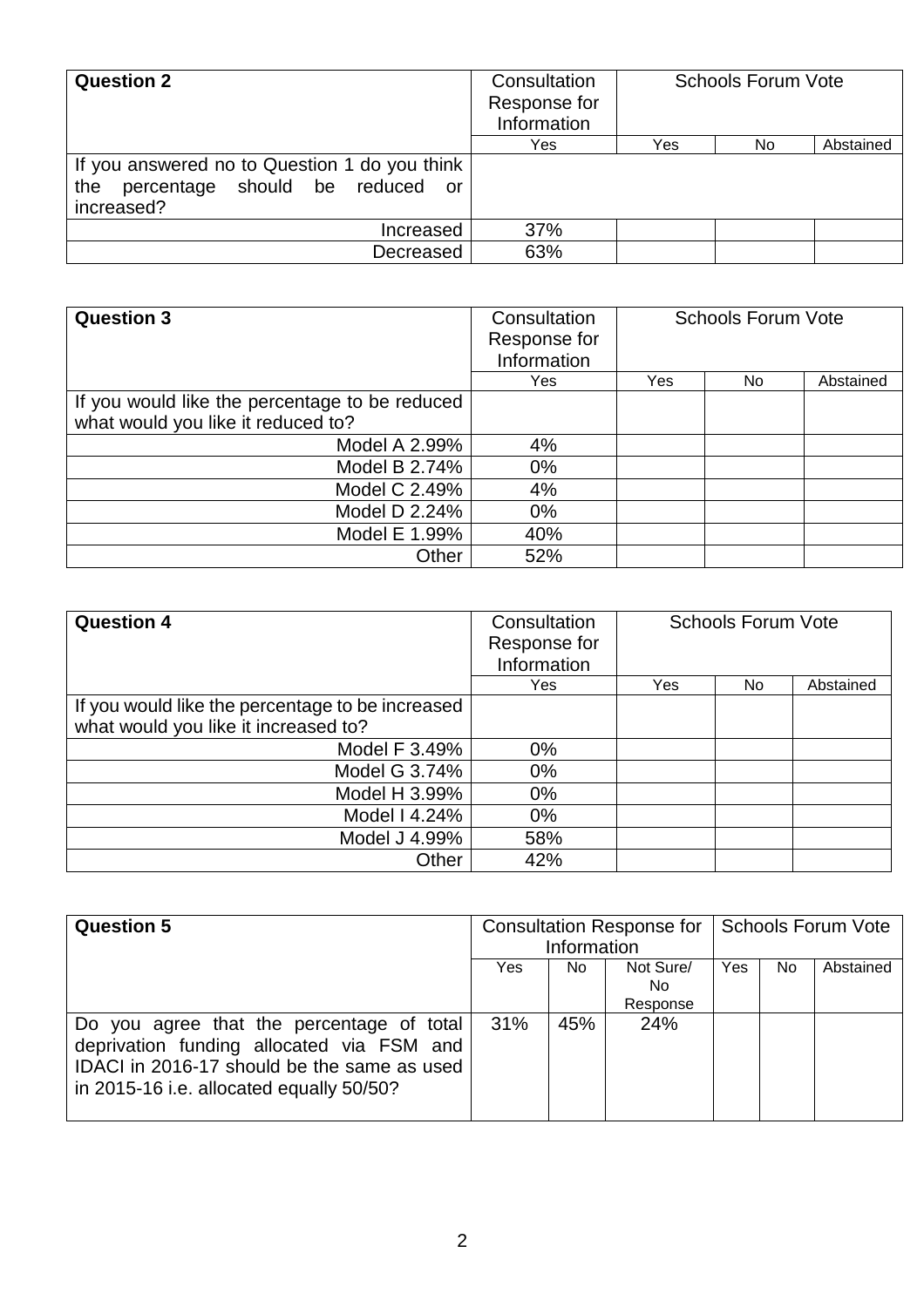| **Question 2** | Consultation Response for Information | Schools Forum Vote | | |
|---|---|---|---|---|
| | Yes | Yes | No | Abstained |
| If you answered no to Question 1 do you think the percentage should be reduced or increased? | | | | |
| Increased | 37% | | | |
| Decreased | 63% | | | |

| **Question 3** | Consultation Response for Information | Schools Forum Vote | | |
|---|---|---|---|---|
| | Yes | Yes | No | Abstained |
| If you would like the percentage to be reduced what would you like it reduced to? | | | | |
| Model A 2.99% | 4% | | | |
| Model B 2.74% | 0% | | | |
| Model C 2.49% | 4% | | | |
| Model D 2.24% | 0% | | | |
| Model E 1.99% | 40% | | | |
| Other | 52% | | | |

| **Question 4** | Consultation Response for Information | Schools Forum Vote | | |
|---|---|---|---|---|
| | Yes | Yes | No | Abstained |
| If you would like the percentage to be increased what would you like it increased to? | | | | |
| Model F 3.49% | 0% | | | |
| Model G 3.74% | 0% | | | |
| Model H 3.99% | 0% | | | |
| Model I 4.24% | 0% | | | |
| Model J 4.99% | 58% | | | |
| Other | 42% | | | |

| **Question 5** | Consultation Response for Information | | | Schools Forum Vote | | |
|---|---|---|---|---|---|---|
| | Yes | No | Not Sure/ No Response | Yes | No | Abstained |
| Do you agree that the percentage of total deprivation funding allocated via FSM and IDACI in 2016-17 should be the same as used in 2015-16 i.e. allocated equally 50/50? | 31% | 45% | 24% | | | |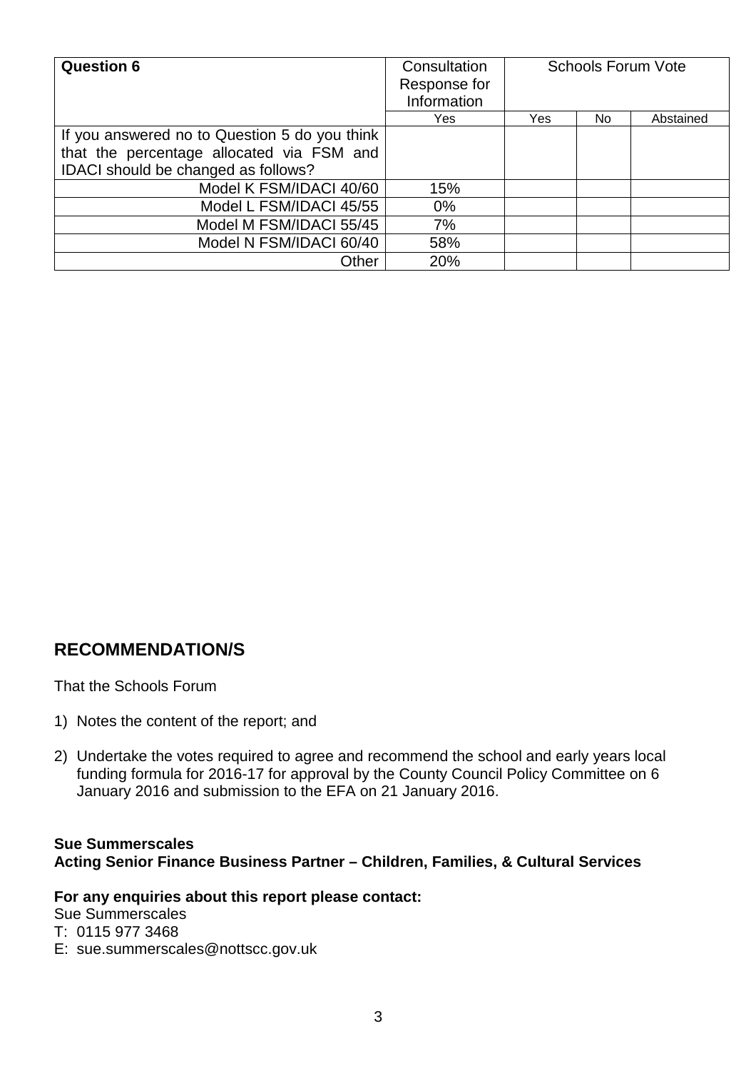| **Question 6** | Consultation Response for Information | Schools Forum Vote | | |
|---|---|---|---|---|
| | Yes | Yes | No | Abstained |
| If you answered no to Question 5 do you think that the percentage allocated via FSM and IDACI should be changed as follows? | | | | |
| Model K FSM/IDACI 40/60 | 15% | | | |
| Model L FSM/IDACI 45/55 | 0% | | | |
| Model M FSM/IDACI 55/45 | 7% | | | |
| Model N FSM/IDACI 60/40 | 58% | | | |
| Other | 20% | | | |

## RECOMMENDATION/S

That the Schools Forum

1) Notes the content of the report; and

2) Undertake the votes required to agree and recommend the school and early years local funding formula for 2016-17 for approval by the County Council Policy Committee on 6 January 2016 and submission to the EFA on 21 January 2016.

**Sue Summerscales**
**Acting Senior Finance Business Partner – Children, Families, & Cultural Services**

**For any enquiries about this report please contact:**
Sue Summerscales
T: 0115 977 3468
E: sue.summerscales@nottscc.gov.uk